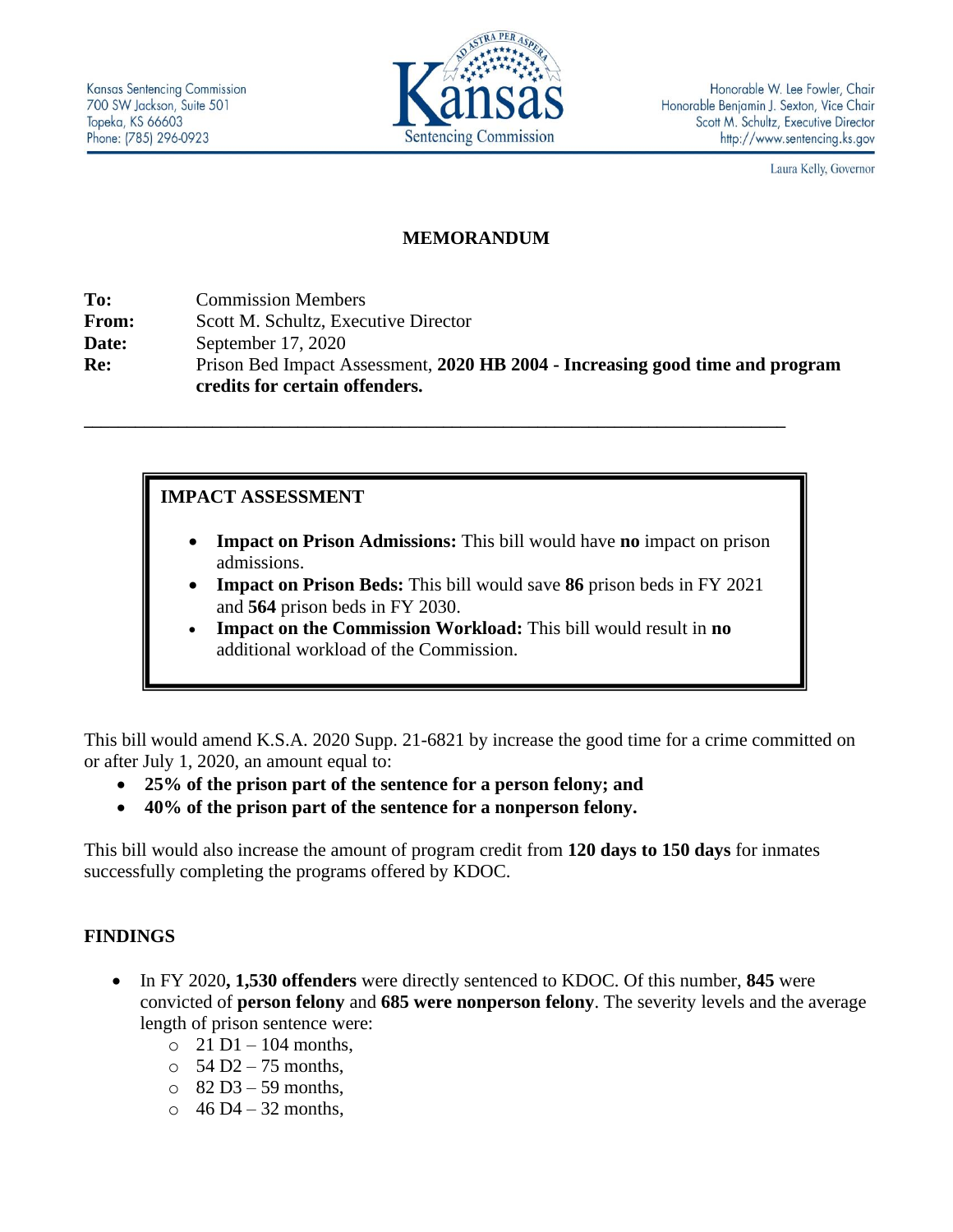Kansas Sentencing Commission
700 SW Jackson, Suite 501
Topeka, KS 66603
Phone: (785) 296-0923

Honorable W. Lee Fowler, Chair
Honorable Benjamin J. Sexton, Vice Chair
Scott M. Schultz, Executive Director
http://www.sentencing.ks.gov

Laura Kelly, Governor

# MEMORANDUM

**To:** Commission Members
**From:** Scott M. Schultz, Executive Director
**Date:** September 17, 2020
**Re:** Prison Bed Impact Assessment, **2020 HB 2004 - Increasing good time and program credits for certain offenders.**

---

## IMPACT ASSESSMENT

- **Impact on Prison Admissions:** This bill would have **no** impact on prison admissions.
- **Impact on Prison Beds:** This bill would save **86** prison beds in FY 2021 and **564** prison beds in FY 2030.
- **Impact on the Commission Workload:** This bill would result in **no** additional workload of the Commission.

This bill would amend K.S.A. 2020 Supp. 21-6821 by increase the good time for a crime committed on or after July 1, 2020, an amount equal to:

- **25% of the prison part of the sentence for a person felony; and**
- **40% of the prison part of the sentence for a nonperson felony.**

This bill would also increase the amount of program credit from **120 days to 150 days** for inmates successfully completing the programs offered by KDOC.

## FINDINGS

- In FY 2020**, 1,530 offenders** were directly sentenced to KDOC. Of this number, **845** were convicted of **person felony** and **685 were nonperson felony**. The severity levels and the average length of prison sentence were:
  - 21 D1 – 104 months,
  - 54 D2 – 75 months,
  - 82 D3 – 59 months,
  - 46 D4 – 32 months,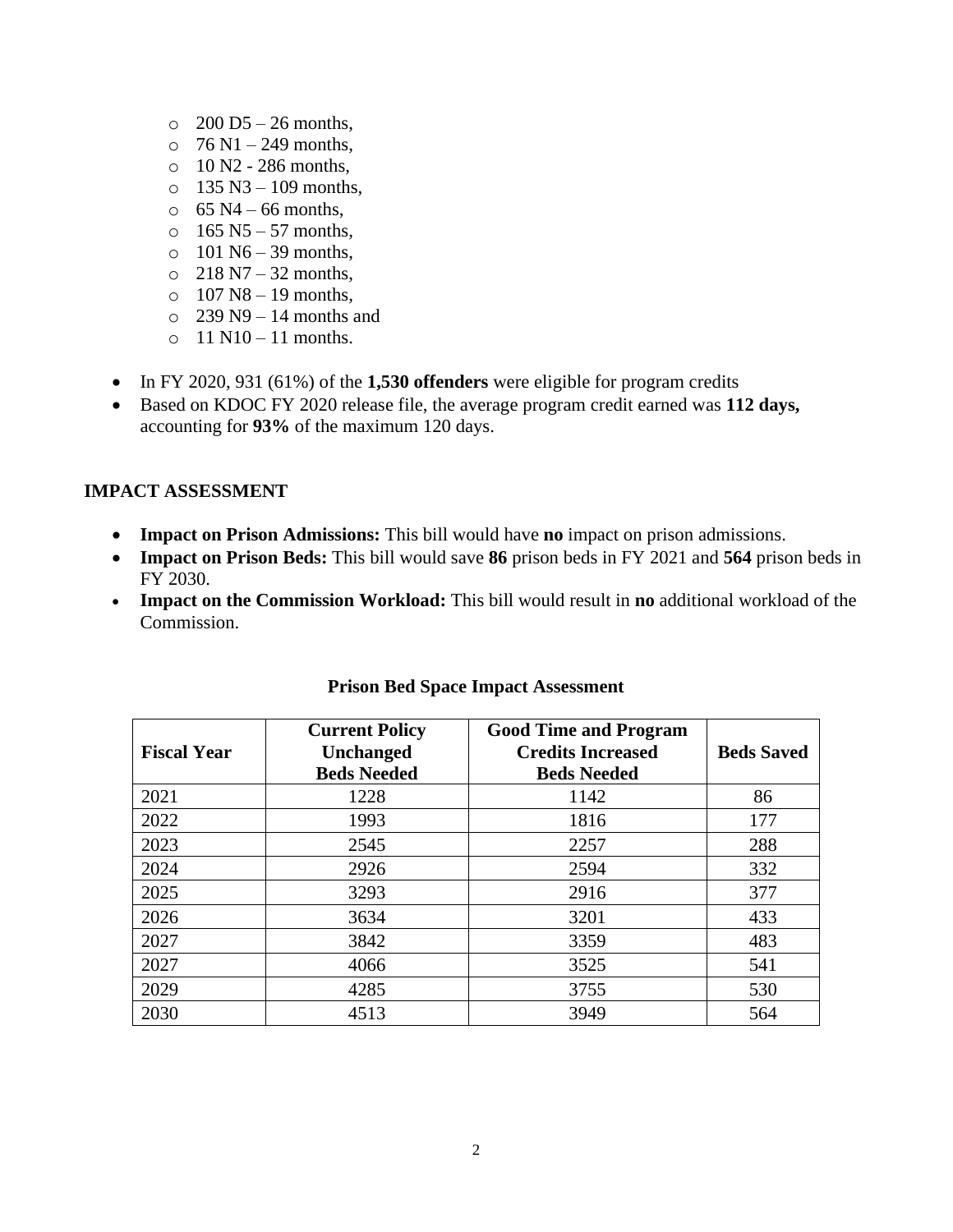- 200 D5 – 26 months,
- 76 N1 – 249 months,
- 10 N2 - 286 months,
- 135 N3 – 109 months,
- 65 N4 – 66 months,
- 165 N5 – 57 months,
- 101 N6 – 39 months,
- 218 N7 – 32 months,
- 107 N8 – 19 months,
- 239 N9 – 14 months and
- 11 N10 – 11 months.

- In FY 2020, 931 (61%) of the **1,530 offenders** were eligible for program credits
- Based on KDOC FY 2020 release file, the average program credit earned was **112 days,** accounting for **93%** of the maximum 120 days.

## IMPACT ASSESSMENT

- **Impact on Prison Admissions:** This bill would have **no** impact on prison admissions.
- **Impact on Prison Beds:** This bill would save **86** prison beds in FY 2021 and **564** prison beds in FY 2030.
- **Impact on the Commission Workload:** This bill would result in **no** additional workload of the Commission.

**Prison Bed Space Impact Assessment**

| Fiscal Year | Current Policy Unchanged Beds Needed | Good Time and Program Credits Increased Beds Needed | Beds Saved |
|---|---|---|---|
| 2021 | 1228 | 1142 | 86 |
| 2022 | 1993 | 1816 | 177 |
| 2023 | 2545 | 2257 | 288 |
| 2024 | 2926 | 2594 | 332 |
| 2025 | 3293 | 2916 | 377 |
| 2026 | 3634 | 3201 | 433 |
| 2027 | 3842 | 3359 | 483 |
| 2027 | 4066 | 3525 | 541 |
| 2029 | 4285 | 3755 | 530 |
| 2030 | 4513 | 3949 | 564 |